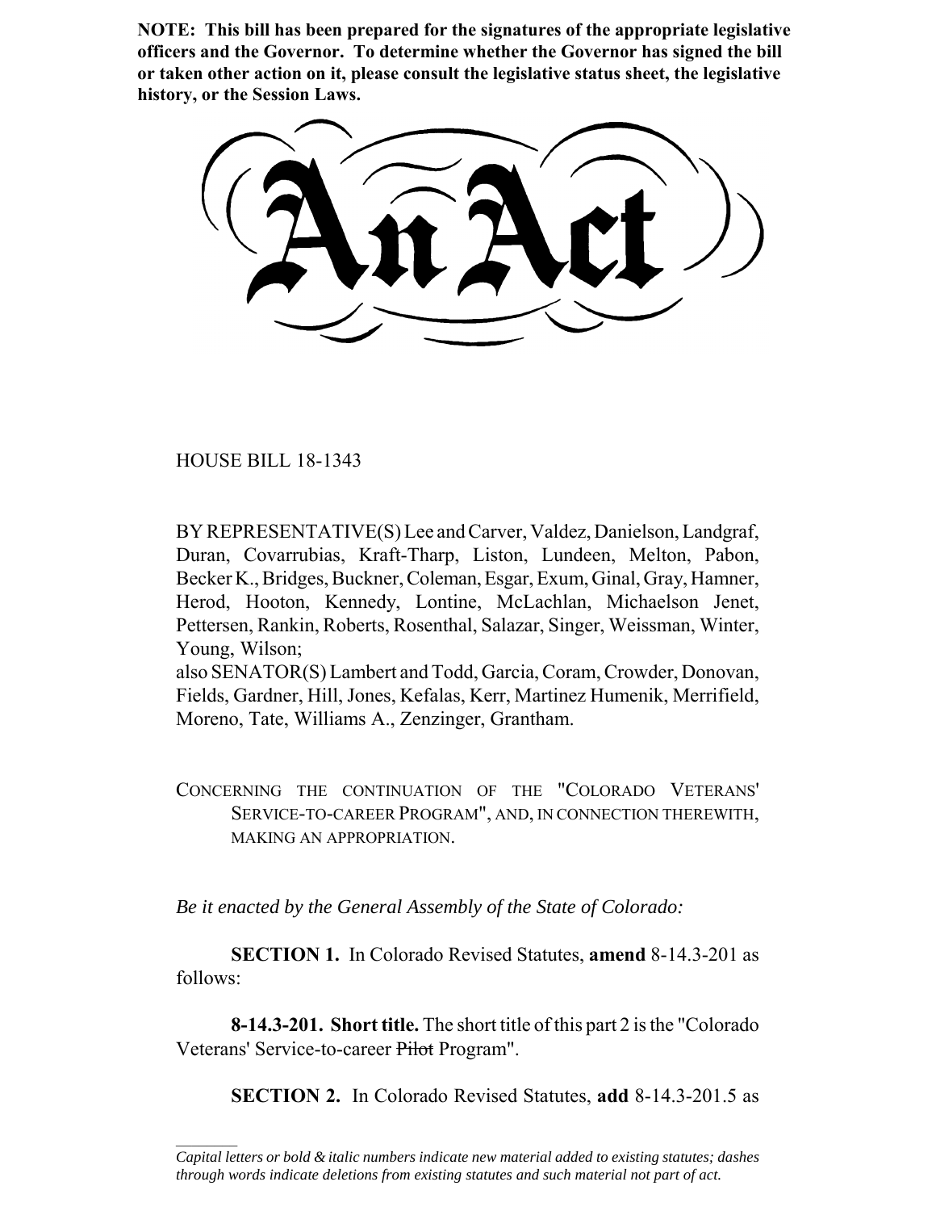**NOTE: This bill has been prepared for the signatures of the appropriate legislative officers and the Governor. To determine whether the Governor has signed the bill or taken other action on it, please consult the legislative status sheet, the legislative history, or the Session Laws.**

# An Act

HOUSE BILL 18-1343

BY REPRESENTATIVE(S) Lee and Carver, Valdez, Danielson, Landgraf, Duran, Covarrubias, Kraft-Tharp, Liston, Lundeen, Melton, Pabon, Becker K., Bridges, Buckner, Coleman, Esgar, Exum, Ginal, Gray, Hamner, Herod, Hooton, Kennedy, Lontine, McLachlan, Michaelson Jenet, Pettersen, Rankin, Roberts, Rosenthal, Salazar, Singer, Weissman, Winter, Young, Wilson;

also SENATOR(S) Lambert and Todd, Garcia, Coram, Crowder, Donovan, Fields, Gardner, Hill, Jones, Kefalas, Kerr, Martinez Humenik, Merrifield, Moreno, Tate, Williams A., Zenzinger, Grantham.

CONCERNING THE CONTINUATION OF THE "COLORADO VETERANS' SERVICE-TO-CAREER PROGRAM", AND, IN CONNECTION THEREWITH, MAKING AN APPROPRIATION.

*Be it enacted by the General Assembly of the State of Colorado:*

**SECTION 1.** In Colorado Revised Statutes, **amend** 8-14.3-201 as follows:

**8-14.3-201. Short title.** The short title of this part 2 is the "Colorado Veterans' Service-to-career ~~Pilot~~ Program".

**SECTION 2.** In Colorado Revised Statutes, **add** 8-14.3-201.5 as

*Capital letters or bold & italic numbers indicate new material added to existing statutes; dashes through words indicate deletions from existing statutes and such material not part of act.*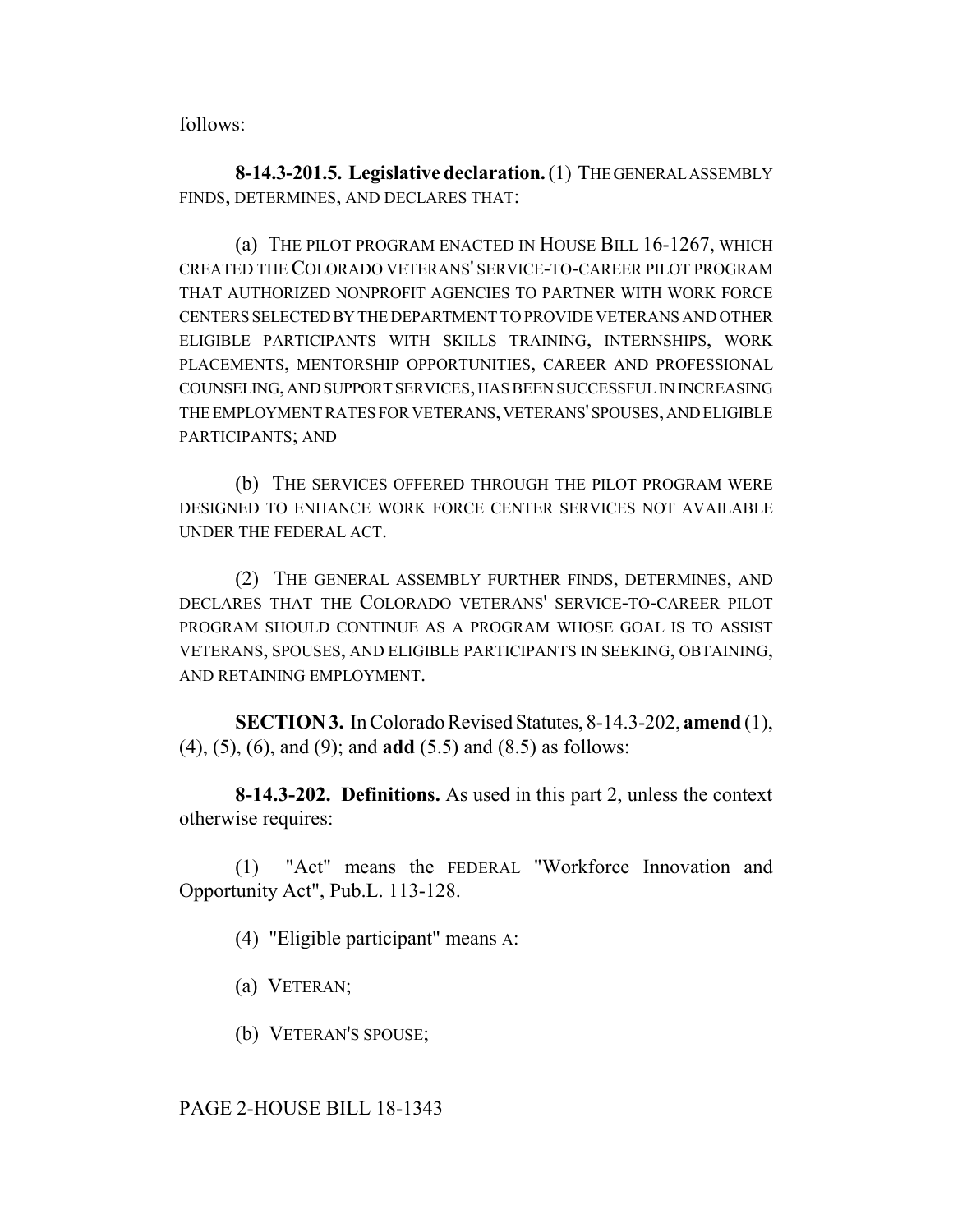follows:

**8-14.3-201.5. Legislative declaration.** (1) THE GENERAL ASSEMBLY FINDS, DETERMINES, AND DECLARES THAT:

(a) THE PILOT PROGRAM ENACTED IN HOUSE BILL 16-1267, WHICH CREATED THE COLORADO VETERANS' SERVICE-TO-CAREER PILOT PROGRAM THAT AUTHORIZED NONPROFIT AGENCIES TO PARTNER WITH WORK FORCE CENTERS SELECTED BY THE DEPARTMENT TO PROVIDE VETERANS AND OTHER ELIGIBLE PARTICIPANTS WITH SKILLS TRAINING, INTERNSHIPS, WORK PLACEMENTS, MENTORSHIP OPPORTUNITIES, CAREER AND PROFESSIONAL COUNSELING, AND SUPPORT SERVICES, HAS BEEN SUCCESSFUL IN INCREASING THE EMPLOYMENT RATES FOR VETERANS, VETERANS' SPOUSES, AND ELIGIBLE PARTICIPANTS; AND

(b) THE SERVICES OFFERED THROUGH THE PILOT PROGRAM WERE DESIGNED TO ENHANCE WORK FORCE CENTER SERVICES NOT AVAILABLE UNDER THE FEDERAL ACT.

(2) THE GENERAL ASSEMBLY FURTHER FINDS, DETERMINES, AND DECLARES THAT THE COLORADO VETERANS' SERVICE-TO-CAREER PILOT PROGRAM SHOULD CONTINUE AS A PROGRAM WHOSE GOAL IS TO ASSIST VETERANS, SPOUSES, AND ELIGIBLE PARTICIPANTS IN SEEKING, OBTAINING, AND RETAINING EMPLOYMENT.

**SECTION 3.** In Colorado Revised Statutes, 8-14.3-202, **amend** (1), (4), (5), (6), and (9); and **add** (5.5) and (8.5) as follows:

**8-14.3-202. Definitions.** As used in this part 2, unless the context otherwise requires:

(1) "Act" means the FEDERAL "Workforce Innovation and Opportunity Act", Pub.L. 113-128.

(4) "Eligible participant" means A:

(a) VETERAN;

(b) VETERAN'S SPOUSE;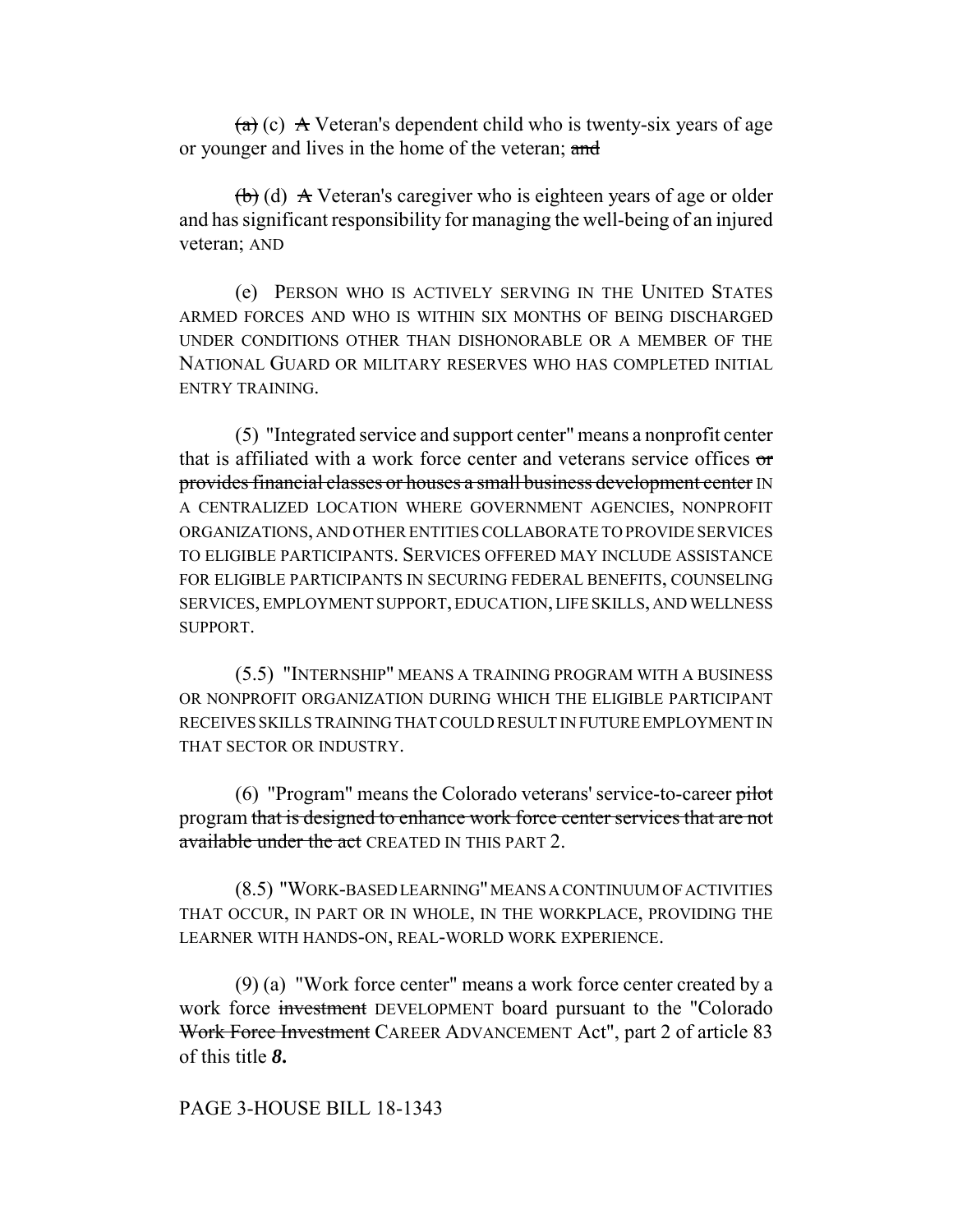~~(a)~~ (c) ~~A~~ Veteran's dependent child who is twenty-six years of age or younger and lives in the home of the veteran; ~~and~~

~~(b)~~ (d) ~~A~~ Veteran's caregiver who is eighteen years of age or older and has significant responsibility for managing the well-being of an injured veteran; AND

(e) PERSON WHO IS ACTIVELY SERVING IN THE UNITED STATES ARMED FORCES AND WHO IS WITHIN SIX MONTHS OF BEING DISCHARGED UNDER CONDITIONS OTHER THAN DISHONORABLE OR A MEMBER OF THE NATIONAL GUARD OR MILITARY RESERVES WHO HAS COMPLETED INITIAL ENTRY TRAINING.

(5) "Integrated service and support center" means a nonprofit center that is affiliated with a work force center and veterans service offices ~~or provides financial classes or houses a small business development center~~ IN A CENTRALIZED LOCATION WHERE GOVERNMENT AGENCIES, NONPROFIT ORGANIZATIONS, AND OTHER ENTITIES COLLABORATE TO PROVIDE SERVICES TO ELIGIBLE PARTICIPANTS. SERVICES OFFERED MAY INCLUDE ASSISTANCE FOR ELIGIBLE PARTICIPANTS IN SECURING FEDERAL BENEFITS, COUNSELING SERVICES, EMPLOYMENT SUPPORT, EDUCATION, LIFE SKILLS, AND WELLNESS SUPPORT.

(5.5) "INTERNSHIP" MEANS A TRAINING PROGRAM WITH A BUSINESS OR NONPROFIT ORGANIZATION DURING WHICH THE ELIGIBLE PARTICIPANT RECEIVES SKILLS TRAINING THAT COULD RESULT IN FUTURE EMPLOYMENT IN THAT SECTOR OR INDUSTRY.

(6) "Program" means the Colorado veterans' service-to-career ~~pilot~~ program ~~that is designed to enhance work force center services that are not available under the act~~ CREATED IN THIS PART 2.

(8.5) "WORK-BASED LEARNING" MEANS A CONTINUUM OF ACTIVITIES THAT OCCUR, IN PART OR IN WHOLE, IN THE WORKPLACE, PROVIDING THE LEARNER WITH HANDS-ON, REAL-WORLD WORK EXPERIENCE.

(9) (a) "Work force center" means a work force center created by a work force ~~investment~~ DEVELOPMENT board pursuant to the "Colorado ~~Work Force Investment~~ CAREER ADVANCEMENT Act", part 2 of article 83 of this title ***8.***

PAGE 3-HOUSE BILL 18-1343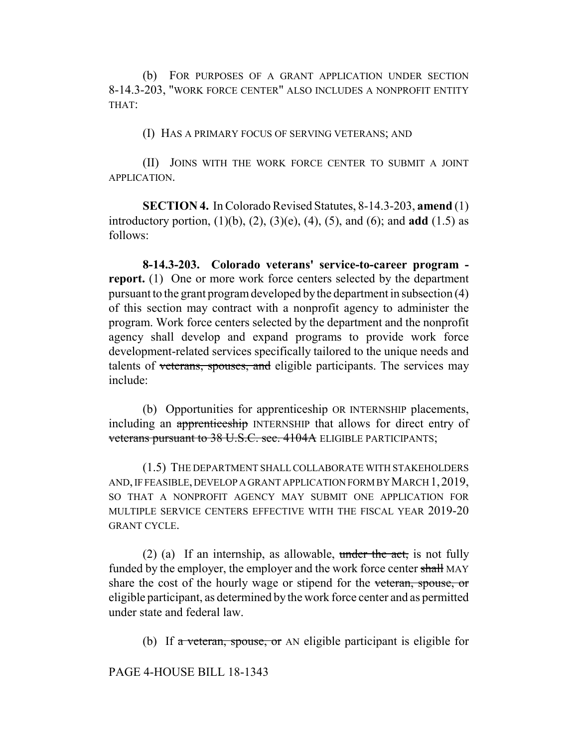(b) FOR PURPOSES OF A GRANT APPLICATION UNDER SECTION 8-14.3-203, "WORK FORCE CENTER" ALSO INCLUDES A NONPROFIT ENTITY THAT:

(I) HAS A PRIMARY FOCUS OF SERVING VETERANS; AND

(II) JOINS WITH THE WORK FORCE CENTER TO SUBMIT A JOINT APPLICATION.

**SECTION 4.** In Colorado Revised Statutes, 8-14.3-203, **amend** (1) introductory portion, (1)(b), (2), (3)(e), (4), (5), and (6); and **add** (1.5) as follows:

**8-14.3-203. Colorado veterans' service-to-career program - report.** (1) One or more work force centers selected by the department pursuant to the grant program developed by the department in subsection (4) of this section may contract with a nonprofit agency to administer the program. Work force centers selected by the department and the nonprofit agency shall develop and expand programs to provide work force development-related services specifically tailored to the unique needs and talents of ~~veterans, spouses, and~~ eligible participants. The services may include:

(b) Opportunities for apprenticeship OR INTERNSHIP placements, including an ~~apprenticeship~~ INTERNSHIP that allows for direct entry of ~~veterans pursuant to 38 U.S.C. sec. 4104A~~ ELIGIBLE PARTICIPANTS;

(1.5) THE DEPARTMENT SHALL COLLABORATE WITH STAKEHOLDERS AND, IF FEASIBLE, DEVELOP A GRANT APPLICATION FORM BY MARCH 1, 2019, SO THAT A NONPROFIT AGENCY MAY SUBMIT ONE APPLICATION FOR MULTIPLE SERVICE CENTERS EFFECTIVE WITH THE FISCAL YEAR 2019-20 GRANT CYCLE.

(2) (a) If an internship, as allowable, ~~under the act,~~ is not fully funded by the employer, the employer and the work force center ~~shall~~ MAY share the cost of the hourly wage or stipend for the ~~veteran, spouse, or~~ eligible participant, as determined by the work force center and as permitted under state and federal law.

(b) If ~~a veteran, spouse, or~~ AN eligible participant is eligible for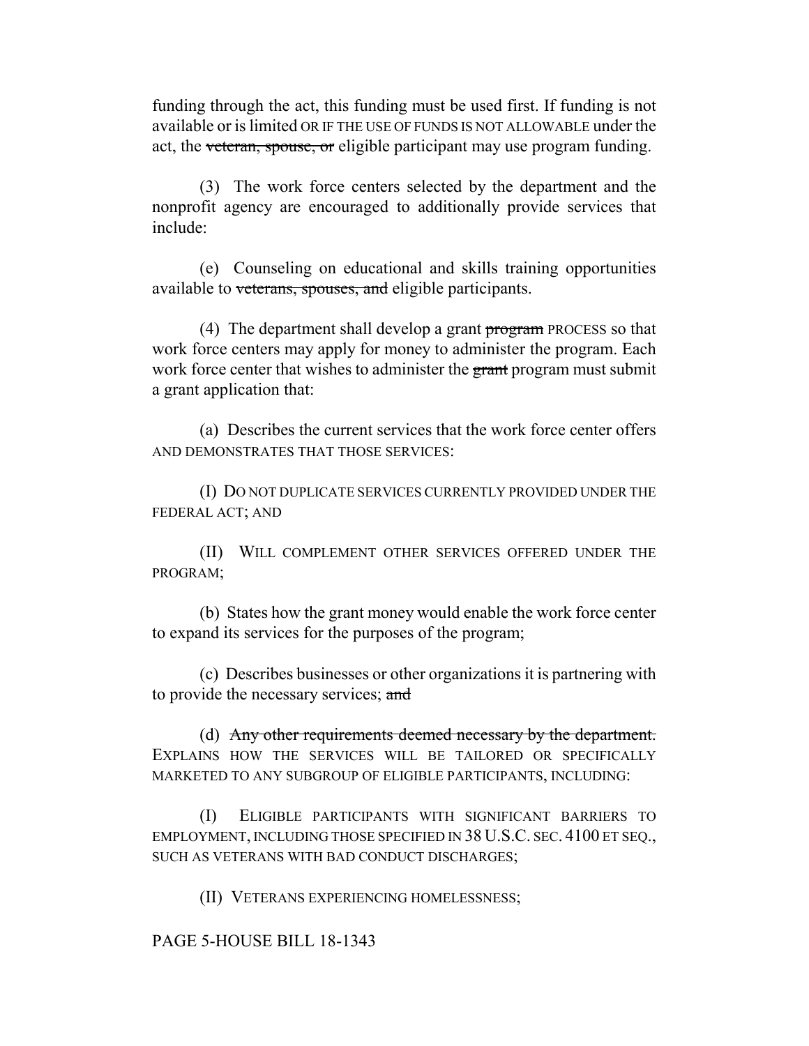funding through the act, this funding must be used first. If funding is not available or is limited OR IF THE USE OF FUNDS IS NOT ALLOWABLE under the act, the ~~veteran, spouse, or~~ eligible participant may use program funding.

(3) The work force centers selected by the department and the nonprofit agency are encouraged to additionally provide services that include:

(e) Counseling on educational and skills training opportunities available to ~~veterans, spouses, and~~ eligible participants.

(4) The department shall develop a grant ~~program~~ PROCESS so that work force centers may apply for money to administer the program. Each work force center that wishes to administer the ~~grant~~ program must submit a grant application that:

(a) Describes the current services that the work force center offers AND DEMONSTRATES THAT THOSE SERVICES:

(I) DO NOT DUPLICATE SERVICES CURRENTLY PROVIDED UNDER THE FEDERAL ACT; AND

(II) WILL COMPLEMENT OTHER SERVICES OFFERED UNDER THE PROGRAM;

(b) States how the grant money would enable the work force center to expand its services for the purposes of the program;

(c) Describes businesses or other organizations it is partnering with to provide the necessary services; ~~and~~

(d) ~~Any other requirements deemed necessary by the department.~~ EXPLAINS HOW THE SERVICES WILL BE TAILORED OR SPECIFICALLY MARKETED TO ANY SUBGROUP OF ELIGIBLE PARTICIPANTS, INCLUDING:

(I) ELIGIBLE PARTICIPANTS WITH SIGNIFICANT BARRIERS TO EMPLOYMENT, INCLUDING THOSE SPECIFIED IN 38 U.S.C. SEC. 4100 ET SEQ., SUCH AS VETERANS WITH BAD CONDUCT DISCHARGES;

(II) VETERANS EXPERIENCING HOMELESSNESS;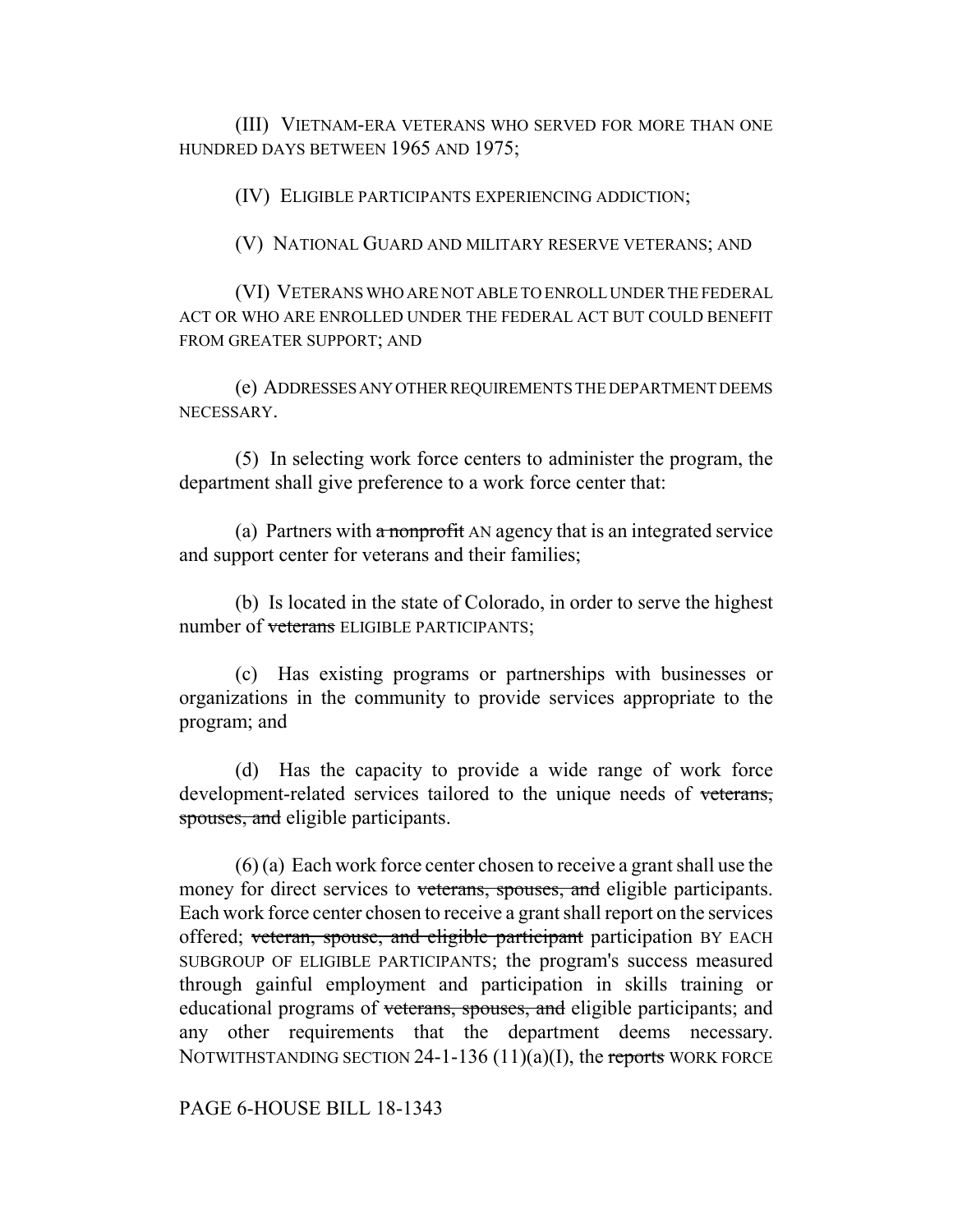(III) VIETNAM-ERA VETERANS WHO SERVED FOR MORE THAN ONE HUNDRED DAYS BETWEEN 1965 AND 1975;

(IV) ELIGIBLE PARTICIPANTS EXPERIENCING ADDICTION;

(V) NATIONAL GUARD AND MILITARY RESERVE VETERANS; AND

(VI) VETERANS WHO ARE NOT ABLE TO ENROLL UNDER THE FEDERAL ACT OR WHO ARE ENROLLED UNDER THE FEDERAL ACT BUT COULD BENEFIT FROM GREATER SUPPORT; AND

(e) ADDRESSES ANY OTHER REQUIREMENTS THE DEPARTMENT DEEMS NECESSARY.

(5) In selecting work force centers to administer the program, the department shall give preference to a work force center that:

(a) Partners with ~~a nonprofit~~ AN agency that is an integrated service and support center for veterans and their families;

(b) Is located in the state of Colorado, in order to serve the highest number of ~~veterans~~ ELIGIBLE PARTICIPANTS;

(c) Has existing programs or partnerships with businesses or organizations in the community to provide services appropriate to the program; and

(d) Has the capacity to provide a wide range of work force development-related services tailored to the unique needs of ~~veterans, spouses, and~~ eligible participants.

(6) (a) Each work force center chosen to receive a grant shall use the money for direct services to ~~veterans, spouses, and~~ eligible participants. Each work force center chosen to receive a grant shall report on the services offered; ~~veteran, spouse, and eligible participant~~ participation BY EACH SUBGROUP OF ELIGIBLE PARTICIPANTS; the program's success measured through gainful employment and participation in skills training or educational programs of ~~veterans, spouses, and~~ eligible participants; and any other requirements that the department deems necessary. NOTWITHSTANDING SECTION 24-1-136 (11)(a)(I), the ~~reports~~ WORK FORCE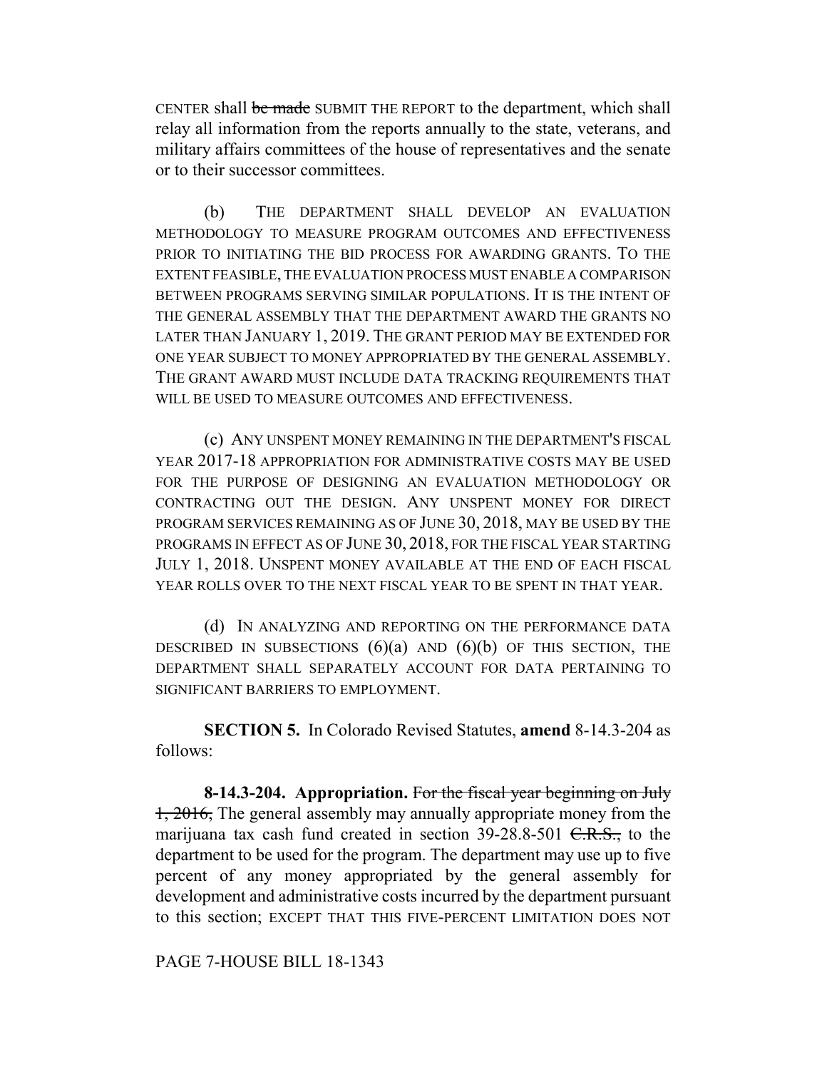CENTER shall ~~be made~~ SUBMIT THE REPORT to the department, which shall relay all information from the reports annually to the state, veterans, and military affairs committees of the house of representatives and the senate or to their successor committees.

(b) THE DEPARTMENT SHALL DEVELOP AN EVALUATION METHODOLOGY TO MEASURE PROGRAM OUTCOMES AND EFFECTIVENESS PRIOR TO INITIATING THE BID PROCESS FOR AWARDING GRANTS. TO THE EXTENT FEASIBLE, THE EVALUATION PROCESS MUST ENABLE A COMPARISON BETWEEN PROGRAMS SERVING SIMILAR POPULATIONS. IT IS THE INTENT OF THE GENERAL ASSEMBLY THAT THE DEPARTMENT AWARD THE GRANTS NO LATER THAN JANUARY 1, 2019. THE GRANT PERIOD MAY BE EXTENDED FOR ONE YEAR SUBJECT TO MONEY APPROPRIATED BY THE GENERAL ASSEMBLY. THE GRANT AWARD MUST INCLUDE DATA TRACKING REQUIREMENTS THAT WILL BE USED TO MEASURE OUTCOMES AND EFFECTIVENESS.

(c) ANY UNSPENT MONEY REMAINING IN THE DEPARTMENT'S FISCAL YEAR 2017-18 APPROPRIATION FOR ADMINISTRATIVE COSTS MAY BE USED FOR THE PURPOSE OF DESIGNING AN EVALUATION METHODOLOGY OR CONTRACTING OUT THE DESIGN. ANY UNSPENT MONEY FOR DIRECT PROGRAM SERVICES REMAINING AS OF JUNE 30, 2018, MAY BE USED BY THE PROGRAMS IN EFFECT AS OF JUNE 30, 2018, FOR THE FISCAL YEAR STARTING JULY 1, 2018. UNSPENT MONEY AVAILABLE AT THE END OF EACH FISCAL YEAR ROLLS OVER TO THE NEXT FISCAL YEAR TO BE SPENT IN THAT YEAR.

(d) IN ANALYZING AND REPORTING ON THE PERFORMANCE DATA DESCRIBED IN SUBSECTIONS (6)(a) AND (6)(b) OF THIS SECTION, THE DEPARTMENT SHALL SEPARATELY ACCOUNT FOR DATA PERTAINING TO SIGNIFICANT BARRIERS TO EMPLOYMENT.

**SECTION 5.** In Colorado Revised Statutes, **amend** 8-14.3-204 as follows:

**8-14.3-204. Appropriation.** ~~For the fiscal year beginning on July 1, 2016,~~ The general assembly may annually appropriate money from the marijuana tax cash fund created in section 39-28.8-501 ~~C.R.S.,~~ to the department to be used for the program. The department may use up to five percent of any money appropriated by the general assembly for development and administrative costs incurred by the department pursuant to this section; EXCEPT THAT THIS FIVE-PERCENT LIMITATION DOES NOT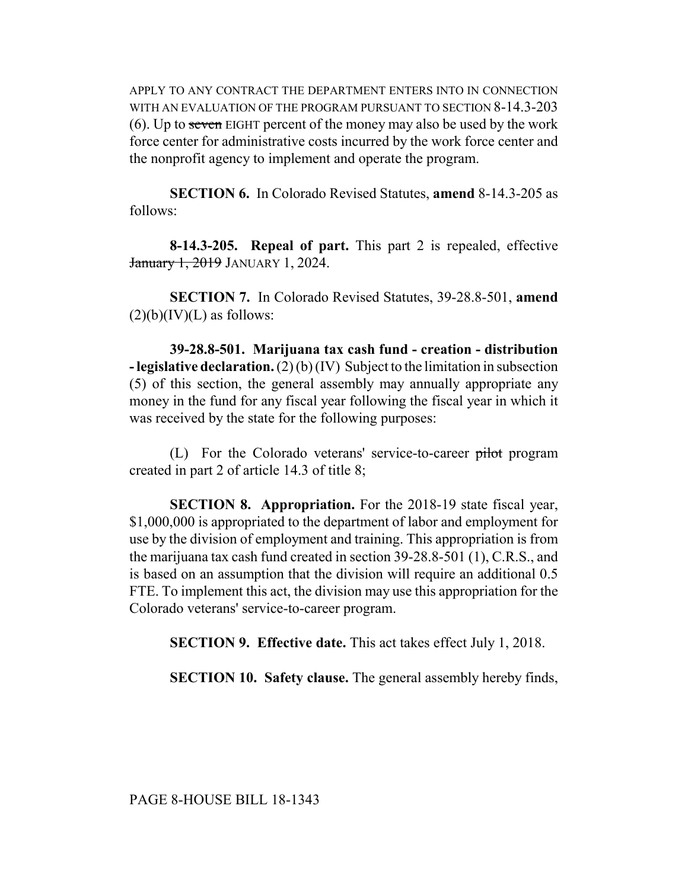APPLY TO ANY CONTRACT THE DEPARTMENT ENTERS INTO IN CONNECTION WITH AN EVALUATION OF THE PROGRAM PURSUANT TO SECTION 8-14.3-203 (6). Up to ~~seven~~ EIGHT percent of the money may also be used by the work force center for administrative costs incurred by the work force center and the nonprofit agency to implement and operate the program.

**SECTION 6.** In Colorado Revised Statutes, **amend** 8-14.3-205 as follows:

**8-14.3-205. Repeal of part.** This part 2 is repealed, effective ~~January 1, 2019~~ JANUARY 1, 2024.

**SECTION 7.** In Colorado Revised Statutes, 39-28.8-501, **amend** (2)(b)(IV)(L) as follows:

**39-28.8-501. Marijuana tax cash fund - creation - distribution - legislative declaration.** (2) (b) (IV) Subject to the limitation in subsection (5) of this section, the general assembly may annually appropriate any money in the fund for any fiscal year following the fiscal year in which it was received by the state for the following purposes:

(L) For the Colorado veterans' service-to-career ~~pilot~~ program created in part 2 of article 14.3 of title 8;

**SECTION 8. Appropriation.** For the 2018-19 state fiscal year, $1,000,000 is appropriated to the department of labor and employment for use by the division of employment and training. This appropriation is from the marijuana tax cash fund created in section 39-28.8-501 (1), C.R.S., and is based on an assumption that the division will require an additional 0.5 FTE. To implement this act, the division may use this appropriation for the Colorado veterans' service-to-career program.

**SECTION 9. Effective date.** This act takes effect July 1, 2018.

**SECTION 10. Safety clause.** The general assembly hereby finds,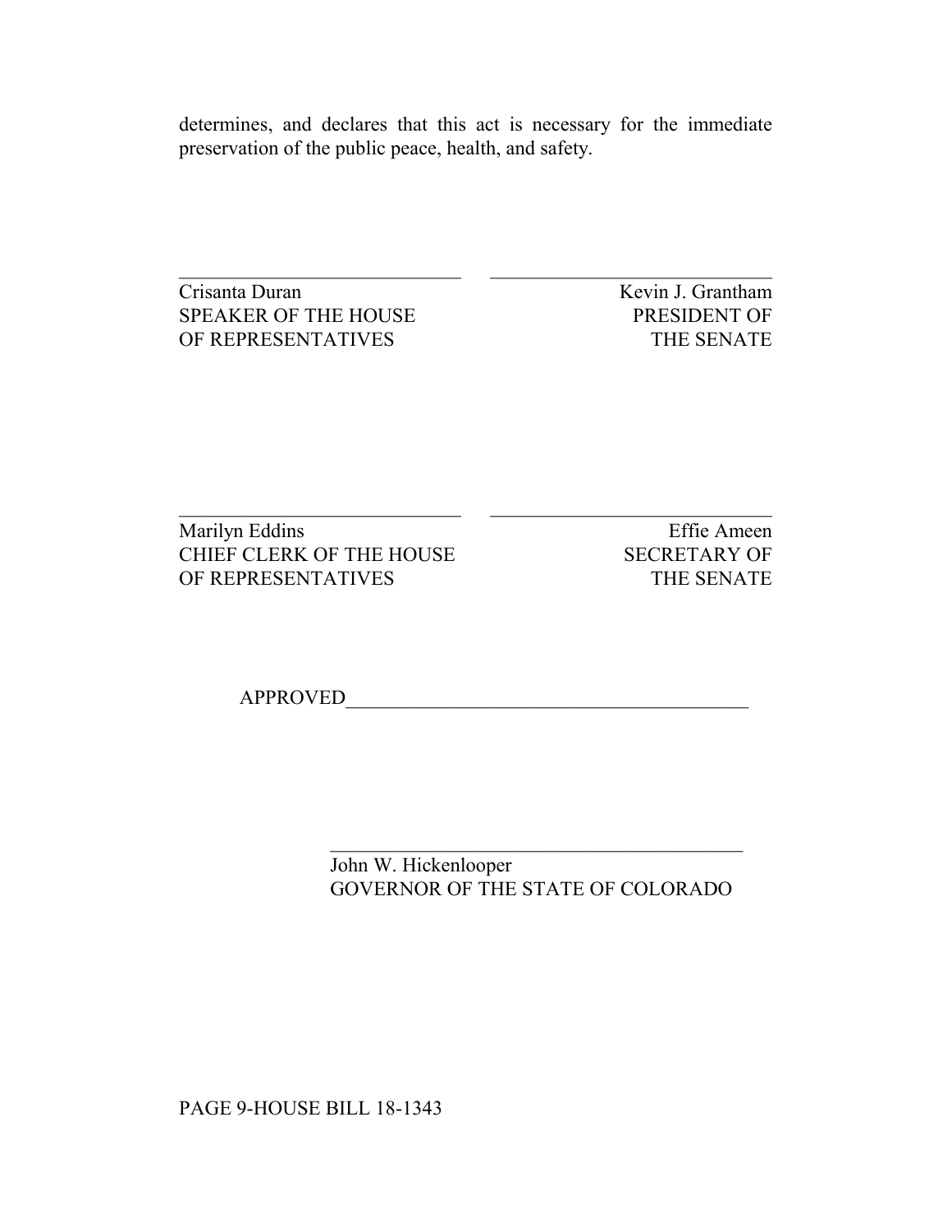determines, and declares that this act is necessary for the immediate preservation of the public peace, health, and safety.

| | |
|---|---|
| \_\_\_\_\_\_\_\_\_\_\_\_\_\_\_\_\_\_\_\_\_\_\_\_\_\_\_\_ | \_\_\_\_\_\_\_\_\_\_\_\_\_\_\_\_\_\_\_\_\_\_\_\_\_\_\_\_ |
| Crisanta Duran | Kevin J. Grantham |
| SPEAKER OF THE HOUSE OF REPRESENTATIVES | PRESIDENT OF THE SENATE |

| | |
|---|---|
| \_\_\_\_\_\_\_\_\_\_\_\_\_\_\_\_\_\_\_\_\_\_\_\_\_\_\_\_ | \_\_\_\_\_\_\_\_\_\_\_\_\_\_\_\_\_\_\_\_\_\_\_\_\_\_\_\_ |
| Marilyn Eddins | Effie Ameen |
| CHIEF CLERK OF THE HOUSE OF REPRESENTATIVES | SECRETARY OF THE SENATE |

APPROVED\_\_\_\_\_\_\_\_\_\_\_\_\_\_\_\_\_\_\_\_\_\_\_\_\_\_\_\_\_\_\_\_\_\_\_\_\_\_\_\_

\_\_\_\_\_\_\_\_\_\_\_\_\_\_\_\_\_\_\_\_\_\_\_\_\_\_\_\_\_\_\_\_\_\_\_\_\_\_\_\_

John W. Hickenlooper
GOVERNOR OF THE STATE OF COLORADO